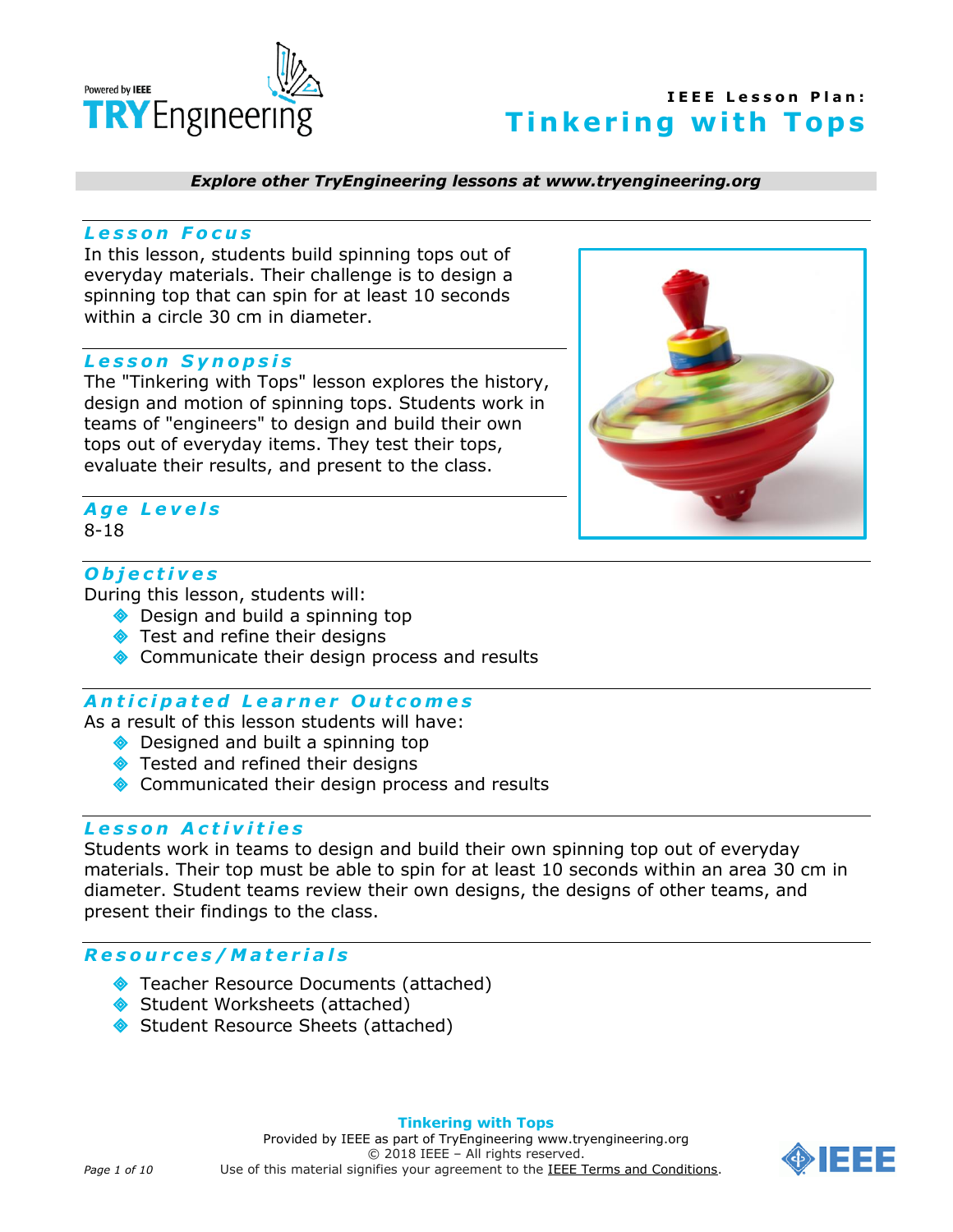# IEEE Lesson Plan: Tinkering with Tops

***Explore other TryEngineering lessons at www.tryengineering.org***

## Lesson Focus

In this lesson, students build spinning tops out of everyday materials. Their challenge is to design a spinning top that can spin for at least 10 seconds within a circle 30 cm in diameter.

## Lesson Synopsis

The "Tinkering with Tops" lesson explores the history, design and motion of spinning tops. Students work in teams of "engineers" to design and build their own tops out of everyday items. They test their tops, evaluate their results, and present to the class.

## Age Levels

8-18

## Objectives

During this lesson, students will:

- Design and build a spinning top
- Test and refine their designs
- Communicate their design process and results

## Anticipated Learner Outcomes

As a result of this lesson students will have:

- Designed and built a spinning top
- Tested and refined their designs
- Communicated their design process and results

## Lesson Activities

Students work in teams to design and build their own spinning top out of everyday materials. Their top must be able to spin for at least 10 seconds within an area 30 cm in diameter. Student teams review their own designs, the designs of other teams, and present their findings to the class.

## Resources/Materials

- Teacher Resource Documents (attached)
- Student Worksheets (attached)
- Student Resource Sheets (attached)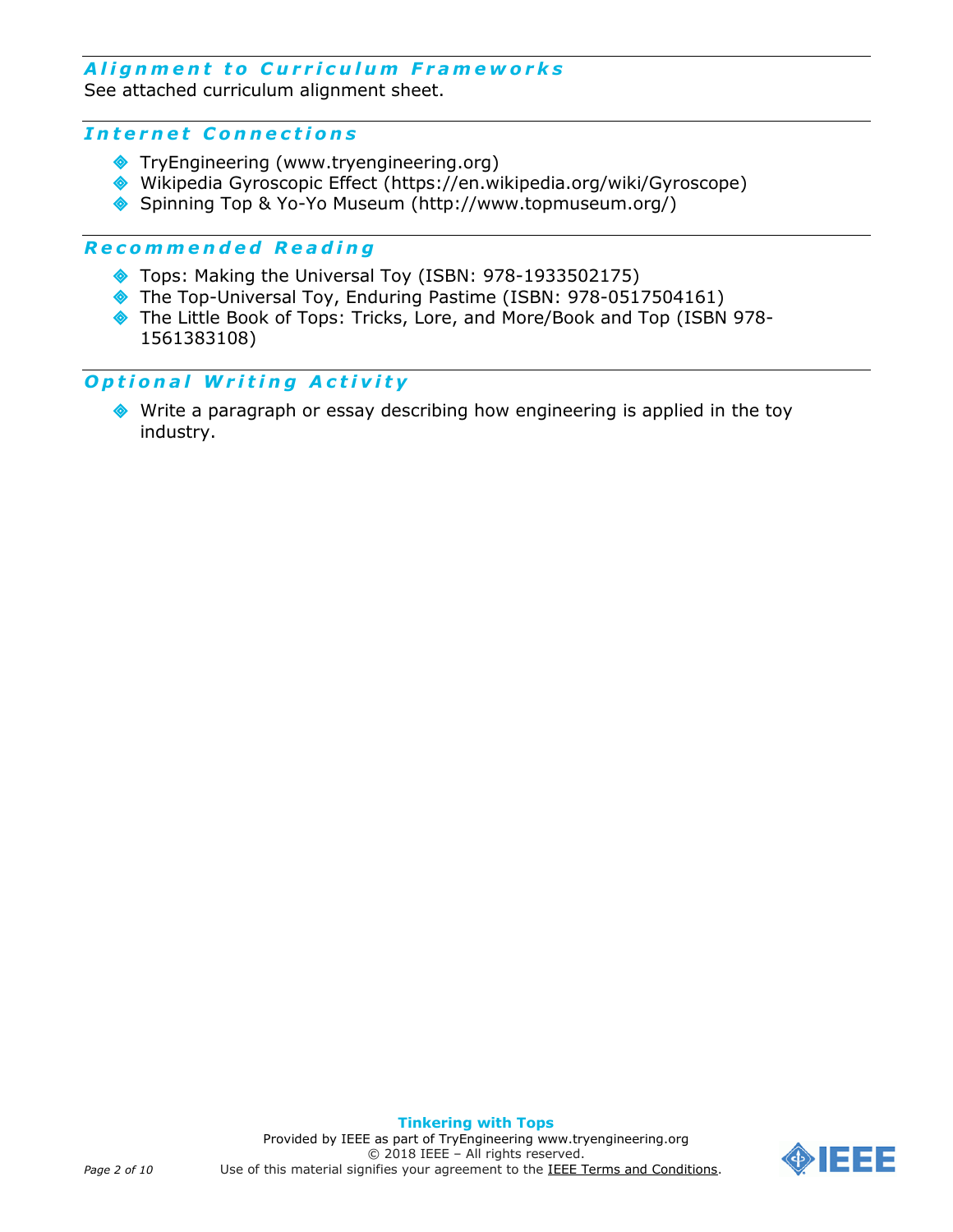## Alignment to Curriculum Frameworks

See attached curriculum alignment sheet.

## Internet Connections

- TryEngineering (www.tryengineering.org)
- Wikipedia Gyroscopic Effect (https://en.wikipedia.org/wiki/Gyroscope)
- Spinning Top & Yo-Yo Museum (http://www.topmuseum.org/)

## Recommended Reading

- Tops: Making the Universal Toy (ISBN: 978-1933502175)
- The Top-Universal Toy, Enduring Pastime (ISBN: 978-0517504161)
- The Little Book of Tops: Tricks, Lore, and More/Book and Top (ISBN 978-1561383108)

## Optional Writing Activity

- Write a paragraph or essay describing how engineering is applied in the toy industry.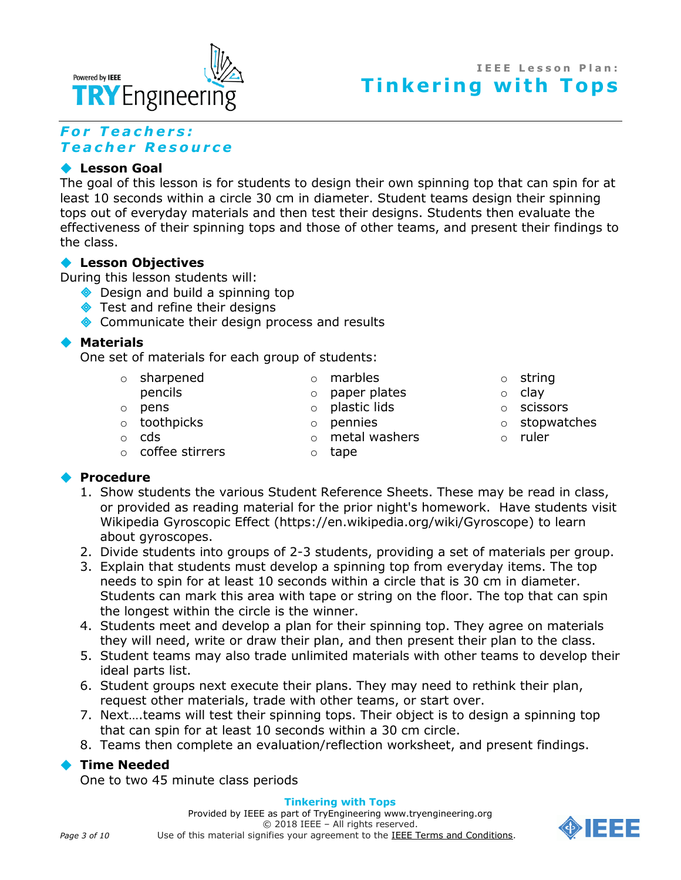## For Teachers:
## Teacher Resource

### Lesson Goal

The goal of this lesson is for students to design their own spinning top that can spin for at least 10 seconds within a circle 30 cm in diameter. Student teams design their spinning tops out of everyday materials and then test their designs. Students then evaluate the effectiveness of their spinning tops and those of other teams, and present their findings to the class.

### Lesson Objectives

During this lesson students will:

- Design and build a spinning top
- Test and refine their designs
- Communicate their design process and results

### Materials

One set of materials for each group of students:

- sharpened pencils
- pens
- toothpicks
- cds
- coffee stirrers
- marbles
- paper plates
- plastic lids
- pennies
- metal washers
- tape
- string
- clay
- scissors
- stopwatches
- ruler

### Procedure

1. Show students the various Student Reference Sheets. These may be read in class, or provided as reading material for the prior night's homework. Have students visit Wikipedia Gyroscopic Effect (https://en.wikipedia.org/wiki/Gyroscope) to learn about gyroscopes.
2. Divide students into groups of 2-3 students, providing a set of materials per group.
3. Explain that students must develop a spinning top from everyday items. The top needs to spin for at least 10 seconds within a circle that is 30 cm in diameter. Students can mark this area with tape or string on the floor. The top that can spin the longest within the circle is the winner.
4. Students meet and develop a plan for their spinning top. They agree on materials they will need, write or draw their plan, and then present their plan to the class.
5. Student teams may also trade unlimited materials with other teams to develop their ideal parts list.
6. Student groups next execute their plans. They may need to rethink their plan, request other materials, trade with other teams, or start over.
7. Next….teams will test their spinning tops. Their object is to design a spinning top that can spin for at least 10 seconds within a 30 cm circle.
8. Teams then complete an evaluation/reflection worksheet, and present findings.

### Time Needed

One to two 45 minute class periods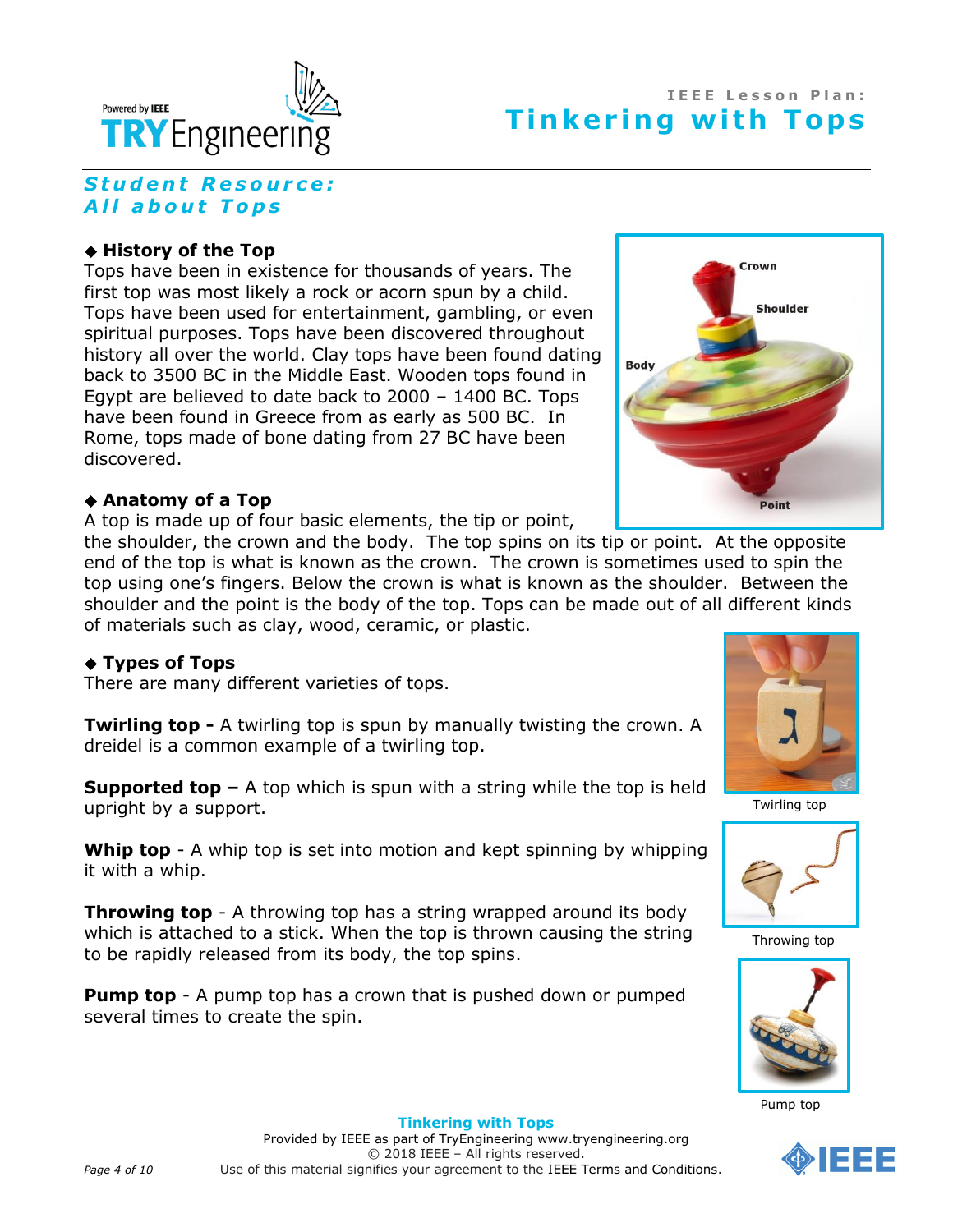## Student Resource: All about Tops

### ◆ History of the Top

Tops have been in existence for thousands of years. The first top was most likely a rock or acorn spun by a child. Tops have been used for entertainment, gambling, or even spiritual purposes. Tops have been discovered throughout history all over the world. Clay tops have been found dating back to 3500 BC in the Middle East. Wooden tops found in Egypt are believed to date back to 2000 – 1400 BC. Tops have been found in Greece from as early as 500 BC. In Rome, tops made of bone dating from 27 BC have been discovered.

### ◆ Anatomy of a Top

A top is made up of four basic elements, the tip or point, the shoulder, the crown and the body. The top spins on its tip or point. At the opposite end of the top is what is known as the crown. The crown is sometimes used to spin the top using one's fingers. Below the crown is what is known as the shoulder. Between the shoulder and the point is the body of the top. Tops can be made out of all different kinds of materials such as clay, wood, ceramic, or plastic.

Crown

Shoulder

Body

Point

### ◆ Types of Tops

There are many different varieties of tops.

**Twirling top -** A twirling top is spun by manually twisting the crown. A dreidel is a common example of a twirling top.

**Supported top –** A top which is spun with a string while the top is held upright by a support.

**Whip top** - A whip top is set into motion and kept spinning by whipping it with a whip.

**Throwing top** - A throwing top has a string wrapped around its body which is attached to a stick. When the top is thrown causing the string to be rapidly released from its body, the top spins.

**Pump top** - A pump top has a crown that is pushed down or pumped several times to create the spin.

Twirling top

Throwing top

Pump top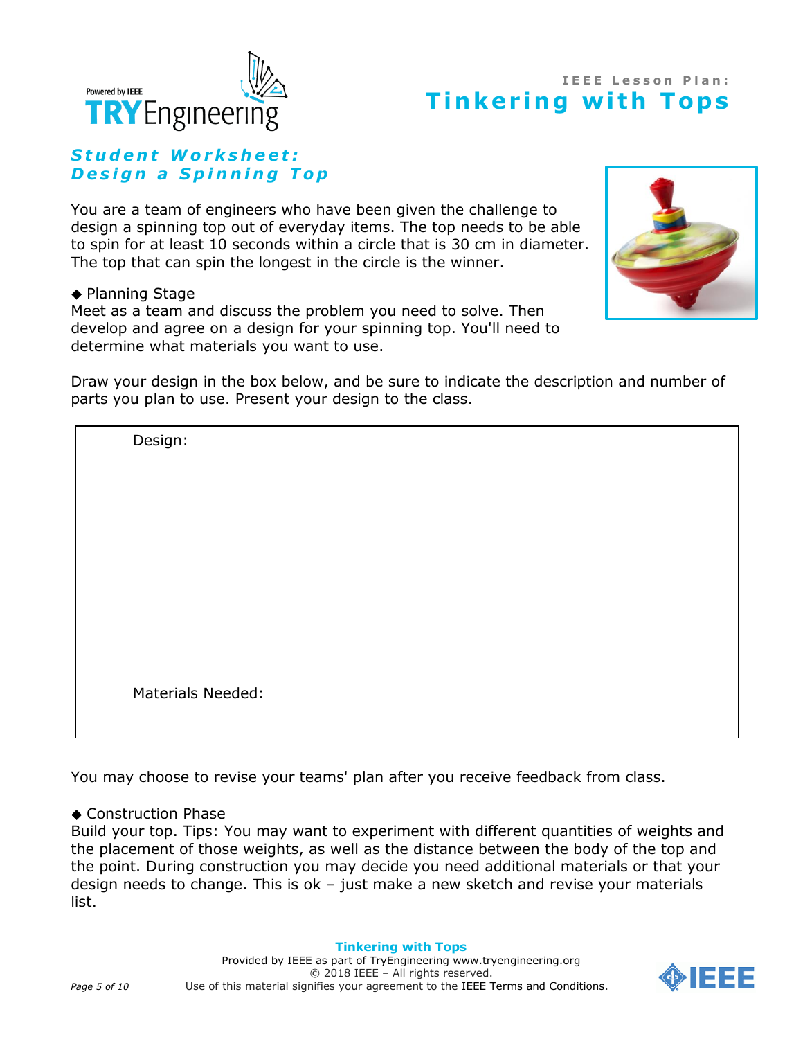## Student Worksheet: Design a Spinning Top

You are a team of engineers who have been given the challenge to design a spinning top out of everyday items. The top needs to be able to spin for at least 10 seconds within a circle that is 30 cm in diameter. The top that can spin the longest in the circle is the winner.

◆ Planning Stage

Meet as a team and discuss the problem you need to solve. Then develop and agree on a design for your spinning top. You'll need to determine what materials you want to use.

Draw your design in the box below, and be sure to indicate the description and number of parts you plan to use. Present your design to the class.

| Design:<br><br><br><br><br><br><br>Materials Needed:<br><br> |
| --- |

You may choose to revise your teams' plan after you receive feedback from class.

◆ Construction Phase

Build your top. Tips: You may want to experiment with different quantities of weights and the placement of those weights, as well as the distance between the body of the top and the point. During construction you may decide you need additional materials or that your design needs to change. This is ok – just make a new sketch and revise your materials list.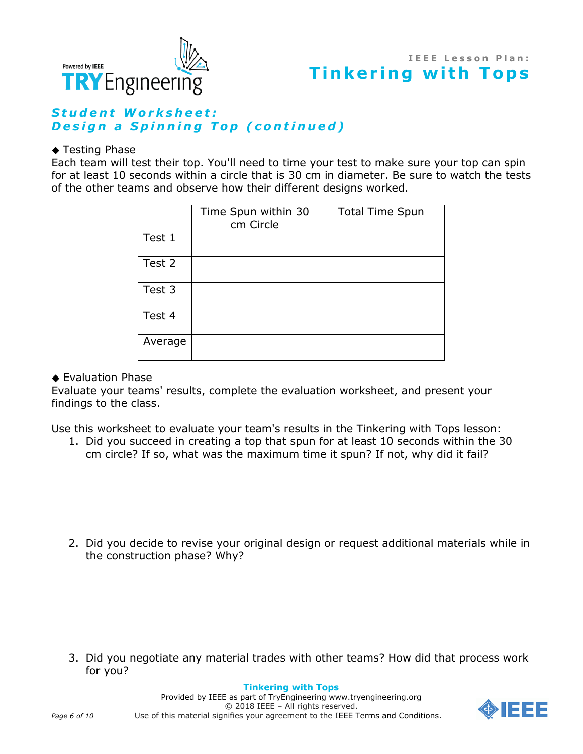## Student Worksheet: Design a Spinning Top (continued)

◆ Testing Phase
Each team will test their top. You'll need to time your test to make sure your top can spin for at least 10 seconds within a circle that is 30 cm in diameter. Be sure to watch the tests of the other teams and observe how their different designs worked.

| | Time Spun within 30 cm Circle | Total Time Spun |
|---|---|---|
| Test 1 | | |
| Test 2 | | |
| Test 3 | | |
| Test 4 | | |
| Average | | |

◆ Evaluation Phase
Evaluate your teams' results, complete the evaluation worksheet, and present your findings to the class.

Use this worksheet to evaluate your team's results in the Tinkering with Tops lesson:

1. Did you succeed in creating a top that spun for at least 10 seconds within the 30 cm circle? If so, what was the maximum time it spun? If not, why did it fail?

2. Did you decide to revise your original design or request additional materials while in the construction phase? Why?

3. Did you negotiate any material trades with other teams? How did that process work for you?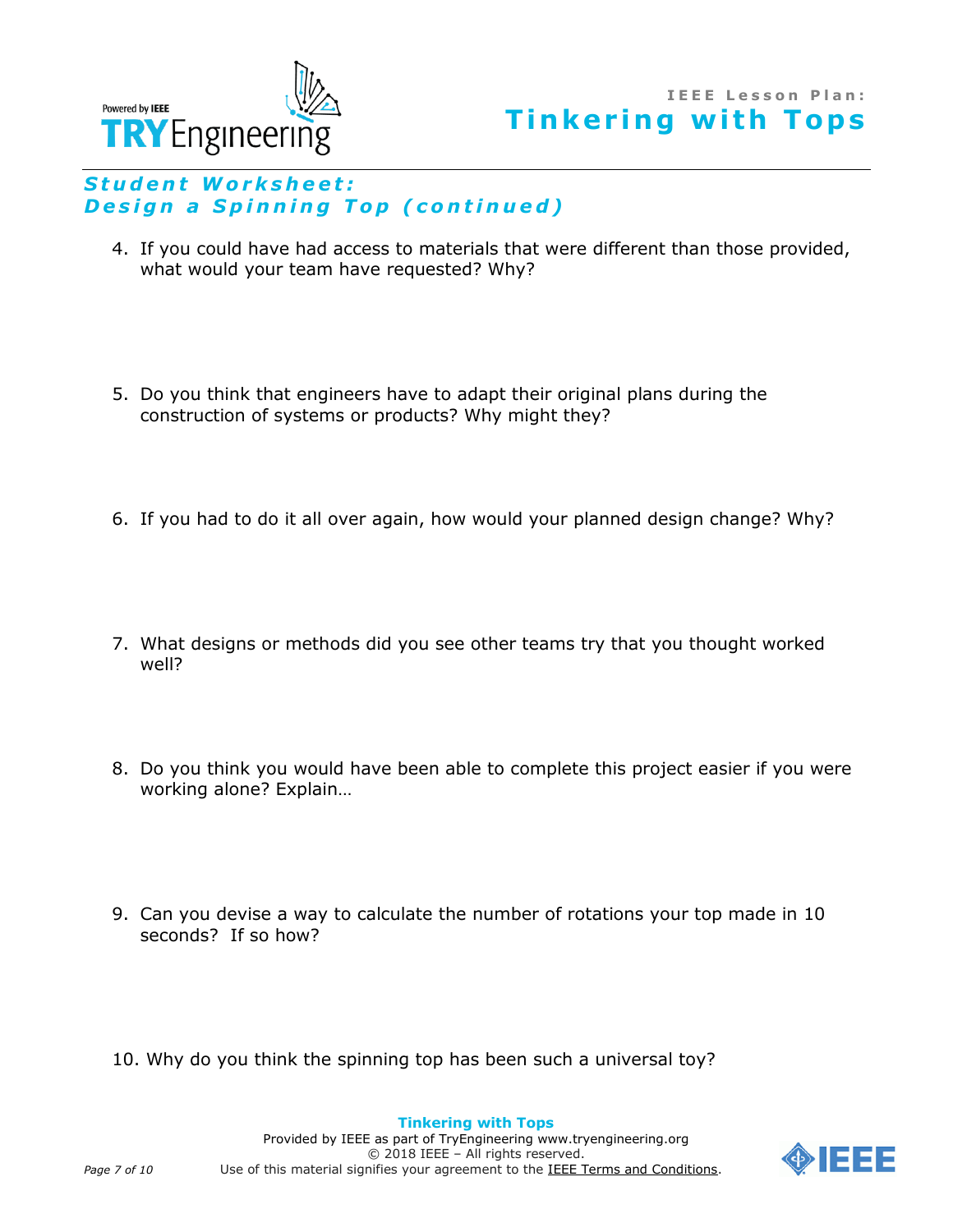## Student Worksheet: Design a Spinning Top (continued)

4. If you could have had access to materials that were different than those provided, what would your team have requested? Why?

5. Do you think that engineers have to adapt their original plans during the construction of systems or products? Why might they?

6. If you had to do it all over again, how would your planned design change? Why?

7. What designs or methods did you see other teams try that you thought worked well?

8. Do you think you would have been able to complete this project easier if you were working alone? Explain…

9. Can you devise a way to calculate the number of rotations your top made in 10 seconds? If so how?

10. Why do you think the spinning top has been such a universal toy?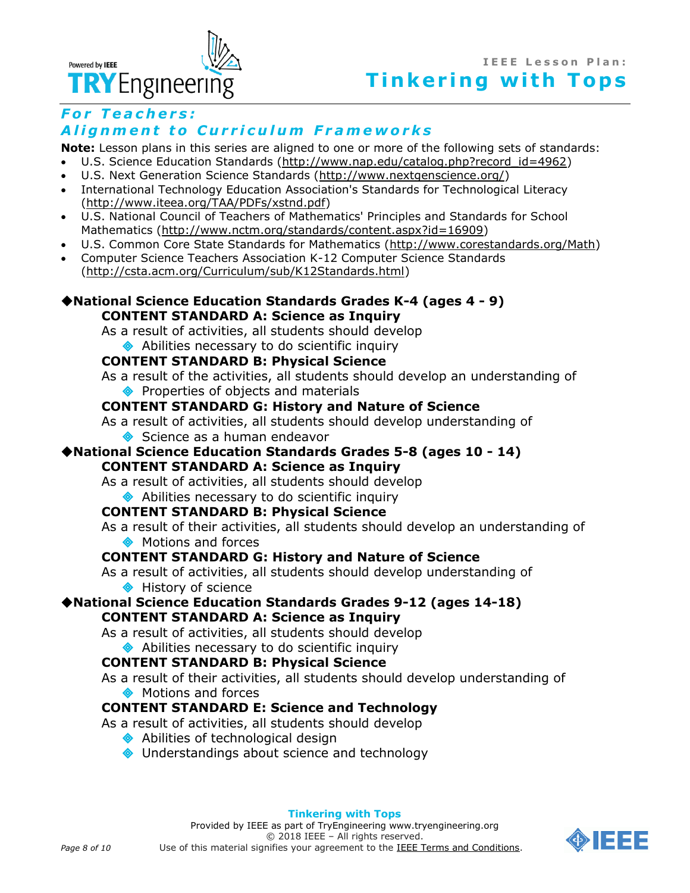## *For Teachers:*
## *Alignment to Curriculum Frameworks*

**Note:** Lesson plans in this series are aligned to one or more of the following sets of standards:

- U.S. Science Education Standards (http://www.nap.edu/catalog.php?record_id=4962)
- U.S. Next Generation Science Standards (http://www.nextgenscience.org/)
- International Technology Education Association's Standards for Technological Literacy (http://www.iteea.org/TAA/PDFs/xstnd.pdf)
- U.S. National Council of Teachers of Mathematics' Principles and Standards for School Mathematics (http://www.nctm.org/standards/content.aspx?id=16909)
- U.S. Common Core State Standards for Mathematics (http://www.corestandards.org/Math)
- Computer Science Teachers Association K-12 Computer Science Standards (http://csta.acm.org/Curriculum/sub/K12Standards.html)

◆**National Science Education Standards Grades K-4 (ages 4 - 9)**

**CONTENT STANDARD A: Science as Inquiry**

As a result of activities, all students should develop

- Abilities necessary to do scientific inquiry

**CONTENT STANDARD B: Physical Science**

As a result of the activities, all students should develop an understanding of

- Properties of objects and materials

**CONTENT STANDARD G: History and Nature of Science**

As a result of activities, all students should develop understanding of

- Science as a human endeavor

◆**National Science Education Standards Grades 5-8 (ages 10 - 14)**

**CONTENT STANDARD A: Science as Inquiry**

As a result of activities, all students should develop

- Abilities necessary to do scientific inquiry

**CONTENT STANDARD B: Physical Science**

As a result of their activities, all students should develop an understanding of

- Motions and forces

**CONTENT STANDARD G: History and Nature of Science**

As a result of activities, all students should develop understanding of

- History of science

◆**National Science Education Standards Grades 9-12 (ages 14-18)**

**CONTENT STANDARD A: Science as Inquiry**

As a result of activities, all students should develop

- Abilities necessary to do scientific inquiry

**CONTENT STANDARD B: Physical Science**

As a result of their activities, all students should develop understanding of

- Motions and forces

**CONTENT STANDARD E: Science and Technology**

As a result of activities, all students should develop

- Abilities of technological design
- Understandings about science and technology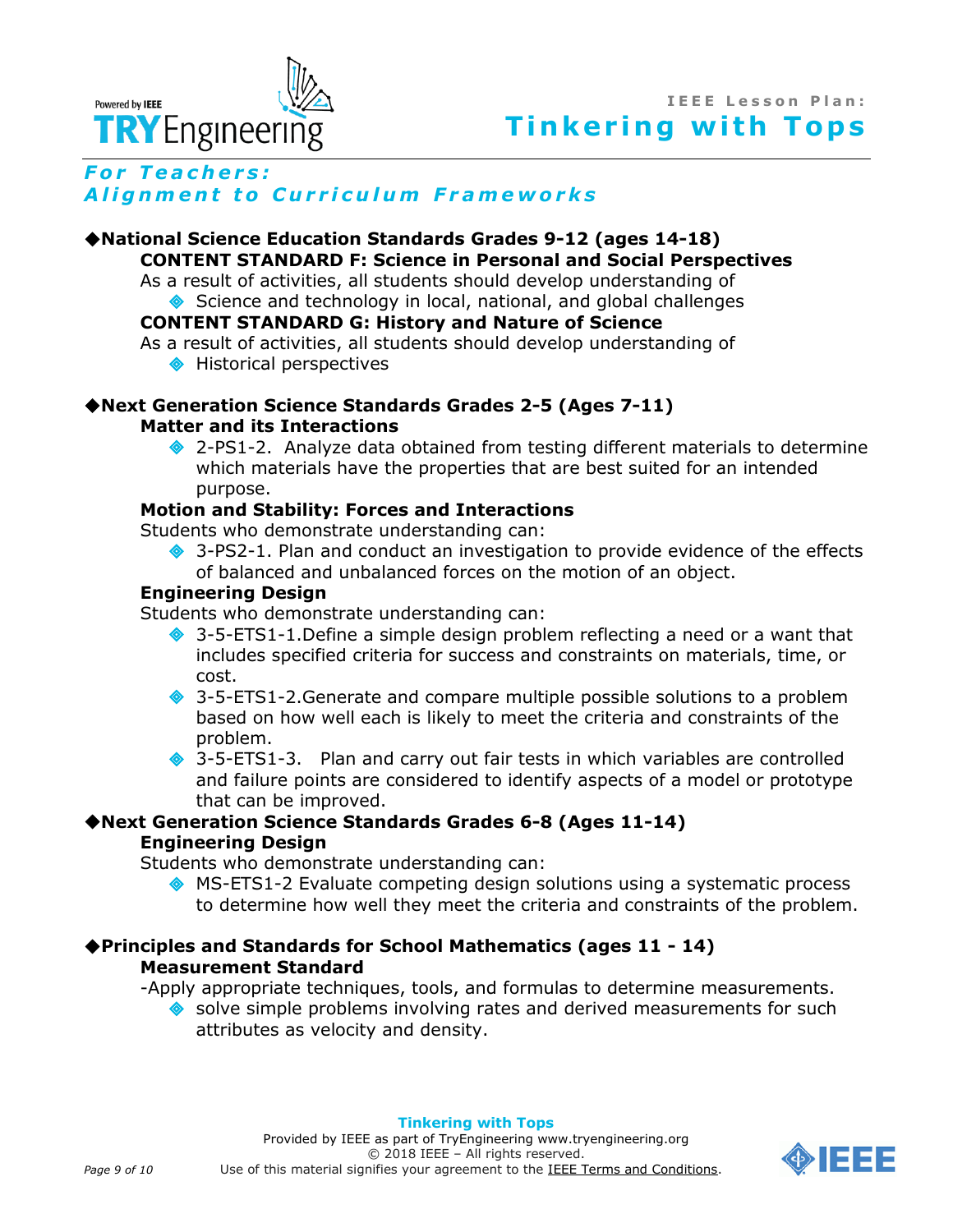## For Teachers:
## Alignment to Curriculum Frameworks

### ◆National Science Education Standards Grades 9-12 (ages 14-18)

**CONTENT STANDARD F: Science in Personal and Social Perspectives**

As a result of activities, all students should develop understanding of

- Science and technology in local, national, and global challenges

**CONTENT STANDARD G: History and Nature of Science**

As a result of activities, all students should develop understanding of

- Historical perspectives

### ◆Next Generation Science Standards Grades 2-5 (Ages 7-11)

**Matter and its Interactions**

- 2-PS1-2. Analyze data obtained from testing different materials to determine which materials have the properties that are best suited for an intended purpose.

**Motion and Stability: Forces and Interactions**

Students who demonstrate understanding can:

- 3-PS2-1. Plan and conduct an investigation to provide evidence of the effects of balanced and unbalanced forces on the motion of an object.

**Engineering Design**

Students who demonstrate understanding can:

- 3-5-ETS1-1.Define a simple design problem reflecting a need or a want that includes specified criteria for success and constraints on materials, time, or cost.
- 3-5-ETS1-2.Generate and compare multiple possible solutions to a problem based on how well each is likely to meet the criteria and constraints of the problem.
- 3-5-ETS1-3. Plan and carry out fair tests in which variables are controlled and failure points are considered to identify aspects of a model or prototype that can be improved.

### ◆Next Generation Science Standards Grades 6-8 (Ages 11-14)

**Engineering Design**

Students who demonstrate understanding can:

- MS-ETS1-2 Evaluate competing design solutions using a systematic process to determine how well they meet the criteria and constraints of the problem.

### ◆Principles and Standards for School Mathematics (ages 11 - 14)

**Measurement Standard**

-Apply appropriate techniques, tools, and formulas to determine measurements.

- solve simple problems involving rates and derived measurements for such attributes as velocity and density.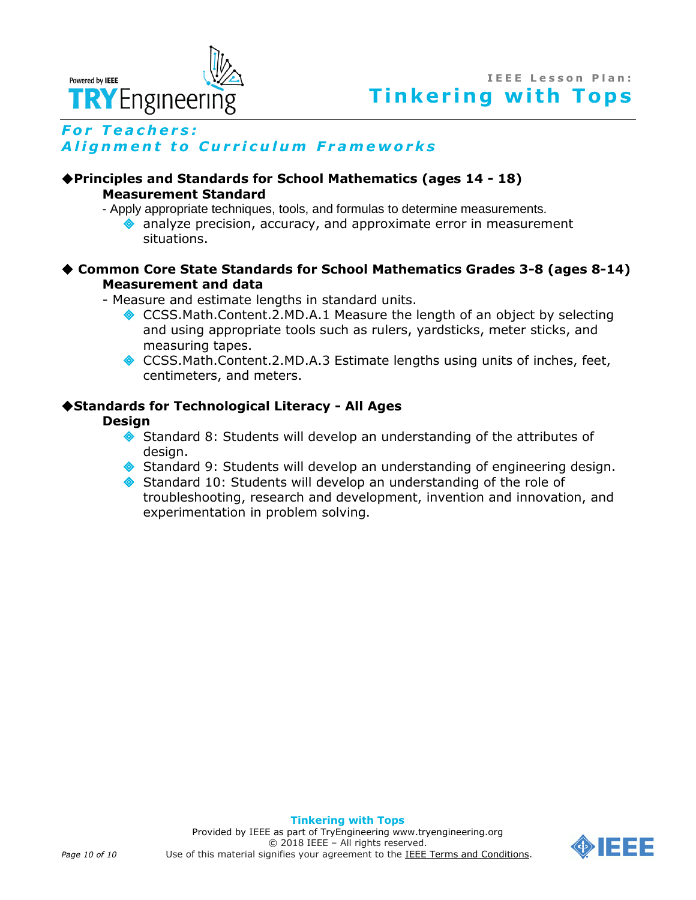## *For Teachers: Alignment to Curriculum Frameworks*

◆**Principles and Standards for School Mathematics (ages 14 - 18)**

**Measurement Standard**

- Apply appropriate techniques, tools, and formulas to determine measurements.
  - analyze precision, accuracy, and approximate error in measurement situations.

◆ **Common Core State Standards for School Mathematics Grades 3-8 (ages 8-14)**

**Measurement and data**

- Measure and estimate lengths in standard units.
  - CCSS.Math.Content.2.MD.A.1 Measure the length of an object by selecting and using appropriate tools such as rulers, yardsticks, meter sticks, and measuring tapes.
  - CCSS.Math.Content.2.MD.A.3 Estimate lengths using units of inches, feet, centimeters, and meters.

◆**Standards for Technological Literacy - All Ages**

**Design**

- Standard 8: Students will develop an understanding of the attributes of design.
- Standard 9: Students will develop an understanding of engineering design.
- Standard 10: Students will develop an understanding of the role of troubleshooting, research and development, invention and innovation, and experimentation in problem solving.